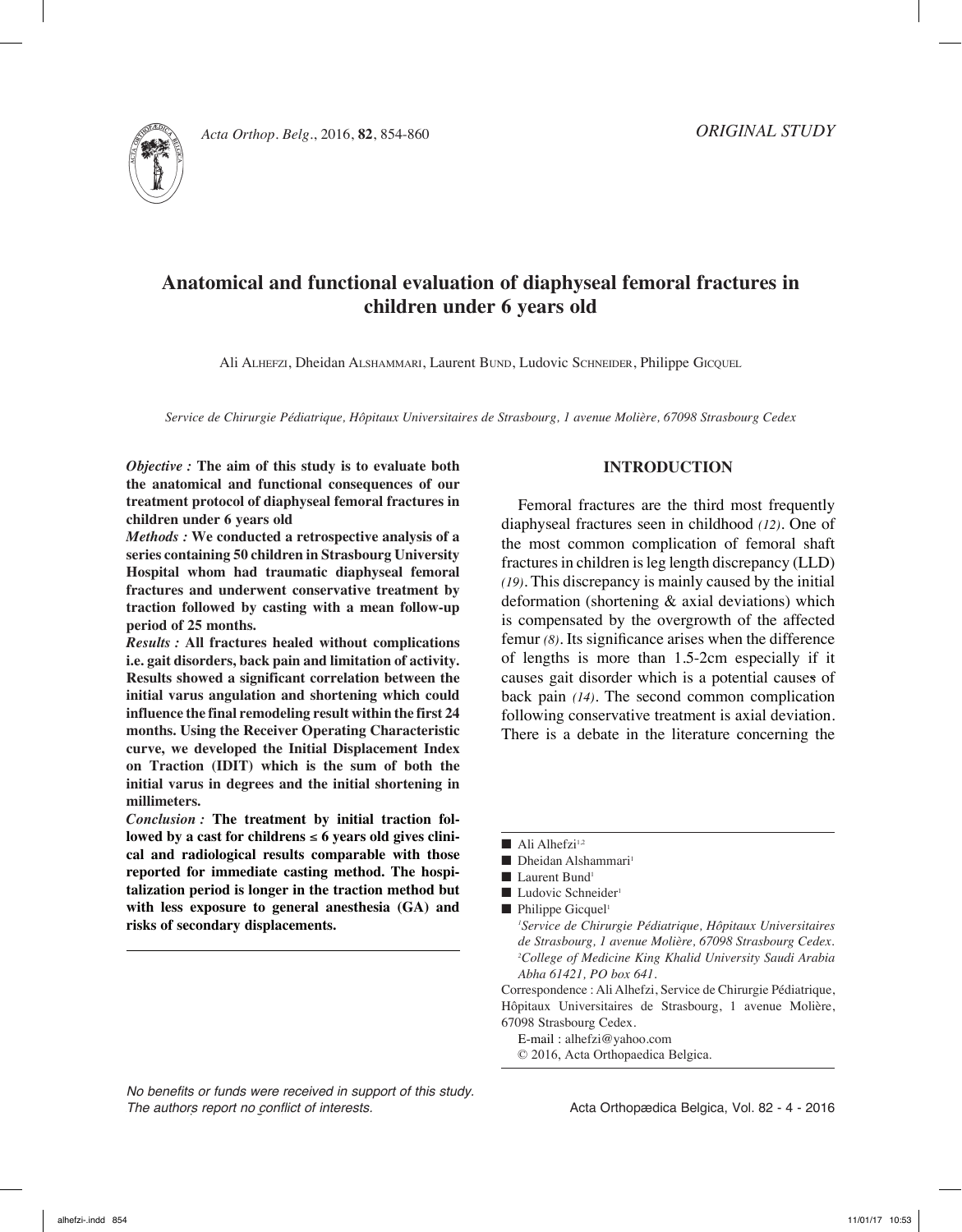*ORIGINAL STUDY*

# Anatomical and functional evaluation of diaphyseal femoral fractures in children under 6 years old

Ali Alhefzi, Dheidan Alshammari, Laurent Bund, Ludovic Schneider, Philippe Gicquel

*Service de Chirurgie Pédiatrique, Hôpitaux Universitaires de Strasbourg, 1 avenue Molière, 67098 Strasbourg Cedex*

***Objective :*** **The aim of this study is to evaluate both the anatomical and functional consequences of our treatment protocol of diaphyseal femoral fractures in children under 6 years old**

***Methods :*** **We conducted a retrospective analysis of a series containing 50 children in Strasbourg University Hospital whom had traumatic diaphyseal femoral fractures and underwent conservative treatment by traction followed by casting with a mean follow-up period of 25 months.**

***Results :*** **All fractures healed without complications i.e. gait disorders, back pain and limitation of activity. Results showed a significant correlation between the initial varus angulation and shortening which could influence the final remodeling result within the first 24 months. Using the Receiver Operating Characteristic curve, we developed the Initial Displacement Index on Traction (IDIT) which is the sum of both the initial varus in degrees and the initial shortening in millimeters.**

***Conclusion :*** **The treatment by initial traction followed by a cast for childrens ≤ 6 years old gives clinical and radiological results comparable with those reported for immediate casting method. The hospitalization period is longer in the traction method but with less exposure to general anesthesia (GA) and risks of secondary displacements.**

## INTRODUCTION

Femoral fractures are the third most frequently diaphyseal fractures seen in childhood *(12)*. One of the most common complication of femoral shaft fractures in children is leg length discrepancy (LLD) *(19)*. This discrepancy is mainly caused by the initial deformation (shortening & axial deviations) which is compensated by the overgrowth of the affected femur *(8)*. Its significance arises when the difference of lengths is more than 1.5-2cm especially if it causes gait disorder which is a potential causes of back pain *(14)*. The second common complication following conservative treatment is axial deviation. There is a debate in the literature concerning the

---

- Ali Alhefzi[1,2]
- Dheidan Alshammari[1]
- Laurent Bund[1]
- Ludovic Schneider[1]
- Philippe Gicquel[1]

[1]*Service de Chirurgie Pédiatrique, Hôpitaux Universitaires de Strasbourg, 1 avenue Molière, 67098 Strasbourg Cedex.*
[2]*College of Medicine King Khalid University Saudi Arabia Abha 61421, PO box 641.*

Correspondence : Ali Alhefzi, Service de Chirurgie Pédiatrique, Hôpitaux Universitaires de Strasbourg, 1 avenue Molière, 67098 Strasbourg Cedex.

E-mail : alhefzi@yahoo.com

© 2016, Acta Orthopaedica Belgica.

*No benefits or funds were received in support of this study. The authors report no conflict of interests.*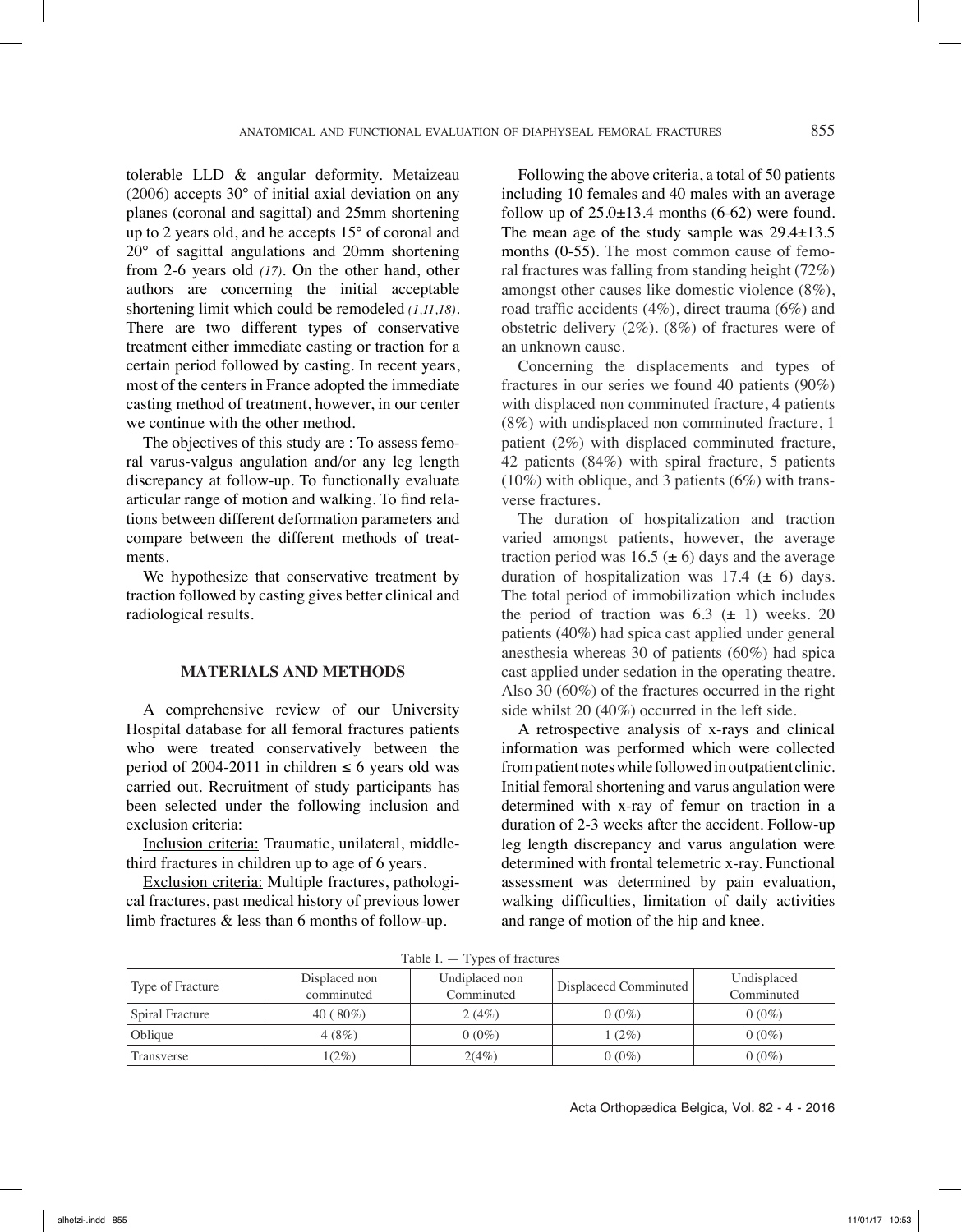tolerable LLD & angular deformity. Metaizeau (2006) accepts 30° of initial axial deviation on any planes (coronal and sagittal) and 25mm shortening up to 2 years old, and he accepts 15° of coronal and 20° of sagittal angulations and 20mm shortening from 2-6 years old *(17)*. On the other hand, other authors are concerning the initial acceptable shortening limit which could be remodeled *(1,11,18)*. There are two different types of conservative treatment either immediate casting or traction for a certain period followed by casting. In recent years, most of the centers in France adopted the immediate casting method of treatment, however, in our center we continue with the other method.

The objectives of this study are : To assess femoral varus-valgus angulation and/or any leg length discrepancy at follow-up. To functionally evaluate articular range of motion and walking. To find relations between different deformation parameters and compare between the different methods of treatments.

We hypothesize that conservative treatment by traction followed by casting gives better clinical and radiological results.

## MATERIALS AND METHODS

A comprehensive review of our University Hospital database for all femoral fractures patients who were treated conservatively between the period of 2004-2011 in children ≤ 6 years old was carried out. Recruitment of study participants has been selected under the following inclusion and exclusion criteria:

Inclusion criteria: Traumatic, unilateral, middle-third fractures in children up to age of 6 years.

Exclusion criteria: Multiple fractures, pathological fractures, past medical history of previous lower limb fractures & less than 6 months of follow-up.

Following the above criteria, a total of 50 patients including 10 females and 40 males with an average follow up of 25.0±13.4 months (6-62) were found. The mean age of the study sample was 29.4±13.5 months (0-55). The most common cause of femoral fractures was falling from standing height (72%) amongst other causes like domestic violence (8%), road traffic accidents (4%), direct trauma (6%) and obstetric delivery (2%). (8%) of fractures were of an unknown cause.

Concerning the displacements and types of fractures in our series we found 40 patients (90%) with displaced non comminuted fracture, 4 patients (8%) with undisplaced non comminuted fracture, 1 patient (2%) with displaced comminuted fracture, 42 patients (84%) with spiral fracture, 5 patients (10%) with oblique, and 3 patients (6%) with transverse fractures.

The duration of hospitalization and traction varied amongst patients, however, the average traction period was 16.5 (± 6) days and the average duration of hospitalization was 17.4 (± 6) days. The total period of immobilization which includes the period of traction was 6.3 (± 1) weeks. 20 patients (40%) had spica cast applied under general anesthesia whereas 30 of patients (60%) had spica cast applied under sedation in the operating theatre. Also 30 (60%) of the fractures occurred in the right side whilst 20 (40%) occurred in the left side.

A retrospective analysis of x-rays and clinical information was performed which were collected from patient notes while followed in outpatient clinic. Initial femoral shortening and varus angulation were determined with x-ray of femur on traction in a duration of 2-3 weeks after the accident. Follow-up leg length discrepancy and varus angulation were determined with frontal telemetric x-ray. Functional assessment was determined by pain evaluation, walking difficulties, limitation of daily activities and range of motion of the hip and knee.

Table I. — Types of fractures

| Type of Fracture | Displaced non comminuted | Undiplaced non Comminuted | Displacecd Comminuted | Undisplaced Comminuted |
|---|---|---|---|---|
| Spiral Fracture | 40 ( 80%) | 2 (4%) | 0 (0%) | 0 (0%) |
| Oblique | 4 (8%) | 0 (0%) | 1 (2%) | 0 (0%) |
| Transverse | 1(2%) | 2(4%) | 0 (0%) | 0 (0%) |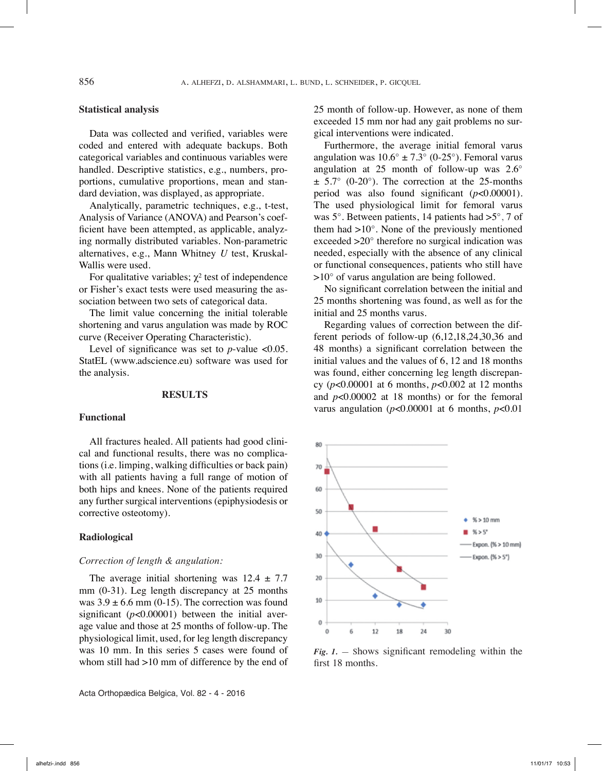### Statistical analysis

Data was collected and verified, variables were coded and entered with adequate backups. Both categorical variables and continuous variables were handled. Descriptive statistics, e.g., numbers, proportions, cumulative proportions, mean and standard deviation, was displayed, as appropriate.

Analytically, parametric techniques, e.g., t-test, Analysis of Variance (ANOVA) and Pearson's coefficient have been attempted, as applicable, analyzing normally distributed variables. Non-parametric alternatives, e.g., Mann Whitney *U* test, Kruskal-Wallis were used.

For qualitative variables; $\chi^2$ test of independence or Fisher's exact tests were used measuring the association between two sets of categorical data.

The limit value concerning the initial tolerable shortening and varus angulation was made by ROC curve (Receiver Operating Characteristic).

Level of significance was set to *p*-value <0.05. StatEL (www.adscience.eu) software was used for the analysis.

## RESULTS

### Functional

All fractures healed. All patients had good clinical and functional results, there was no complications (i.e. limping, walking difficulties or back pain) with all patients having a full range of motion of both hips and knees. None of the patients required any further surgical interventions (epiphysiodesis or corrective osteotomy).

### Radiological

*Correction of length & angulation:*

The average initial shortening was 12.4 ± 7.7 mm (0-31). Leg length discrepancy at 25 months was 3.9 ± 6.6 mm (0-15). The correction was found significant ($p$<0.00001) between the initial average value and those at 25 months of follow-up. The physiological limit, used, for leg length discrepancy was 10 mm. In this series 5 cases were found of whom still had >10 mm of difference by the end of 25 month of follow-up. However, as none of them exceeded 15 mm nor had any gait problems no surgical interventions were indicated.

Furthermore, the average initial femoral varus angulation was 10.6° ± 7.3° (0-25°). Femoral varus angulation at 25 month of follow-up was 2.6° ± 5.7° (0-20°). The correction at the 25-months period was also found significant ($p$<0.00001). The used physiological limit for femoral varus was 5°. Between patients, 14 patients had >5°, 7 of them had >10°. None of the previously mentioned exceeded >20° therefore no surgical indication was needed, especially with the absence of any clinical or functional consequences, patients who still have >10° of varus angulation are being followed.

No significant correlation between the initial and 25 months shortening was found, as well as for the initial and 25 months varus.

Regarding values of correction between the different periods of follow-up (6,12,18,24,30,36 and 48 months) a significant correlation between the initial values and the values of 6, 12 and 18 months was found, either concerning leg length discrepancy ($p$<0.00001 at 6 months, $p$<0.002 at 12 months and $p$<0.00002 at 18 months) or for the femoral varus angulation ($p$<0.00001 at 6 months, $p$<0.01

*Fig. 1.* — Shows significant remodeling within the first 18 months.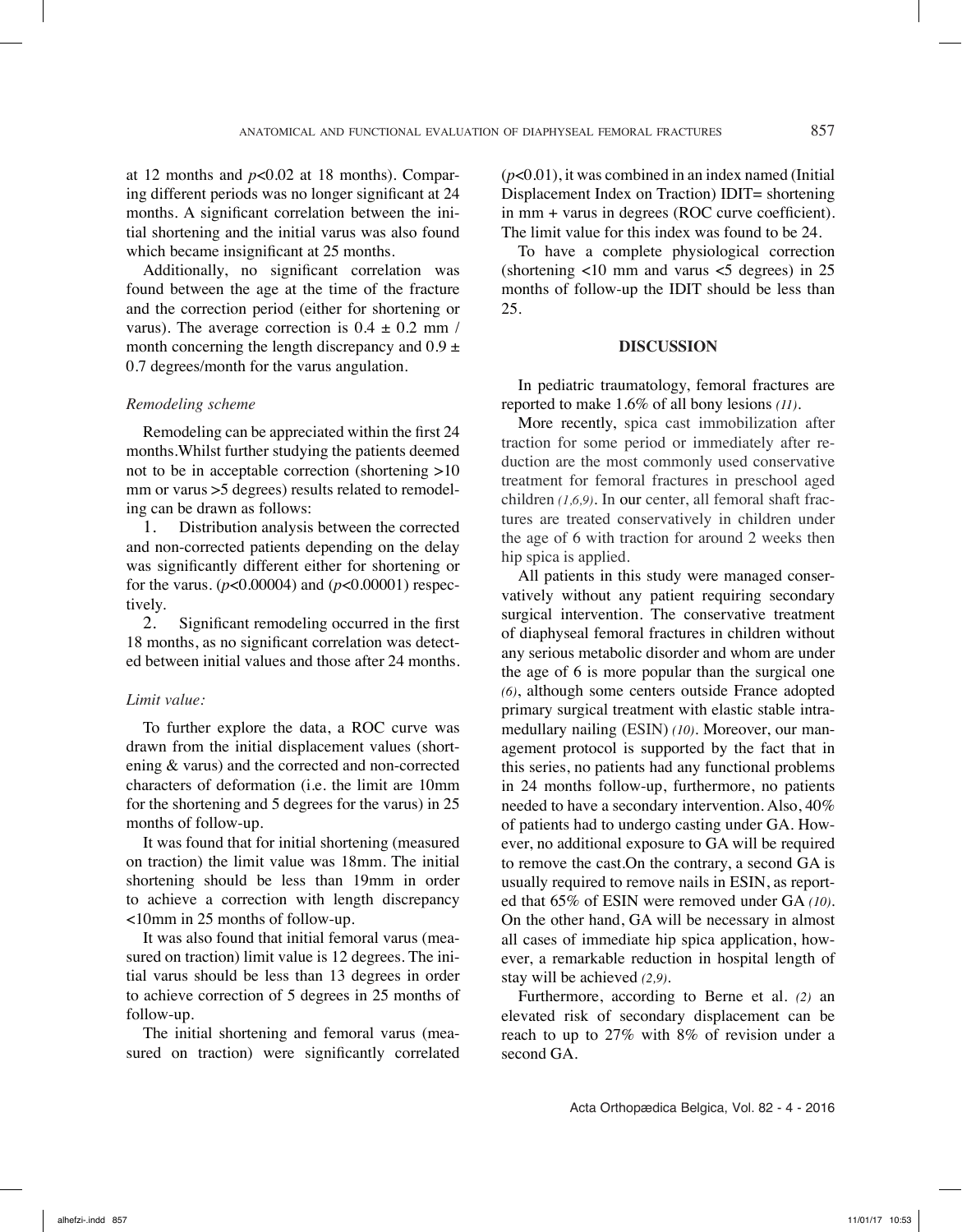at 12 months and $p<0.02$ at 18 months). Comparing different periods was no longer significant at 24 months. A significant correlation between the initial shortening and the initial varus was also found which became insignificant at 25 months.

Additionally, no significant correlation was found between the age at the time of the fracture and the correction period (either for shortening or varus). The average correction is $0.4 \pm 0.2$ mm / month concerning the length discrepancy and $0.9 \pm 0.7$ degrees/month for the varus angulation.

*Remodeling scheme*

Remodeling can be appreciated within the first 24 months.Whilst further studying the patients deemed not to be in acceptable correction (shortening >10 mm or varus >5 degrees) results related to remodeling can be drawn as follows:

1. Distribution analysis between the corrected and non-corrected patients depending on the delay was significantly different either for shortening or for the varus. ($p<0.00004$) and ($p<0.00001$) respectively.
2. Significant remodeling occurred in the first 18 months, as no significant correlation was detected between initial values and those after 24 months.

*Limit value:*

To further explore the data, a ROC curve was drawn from the initial displacement values (shortening & varus) and the corrected and non-corrected characters of deformation (i.e. the limit are 10mm for the shortening and 5 degrees for the varus) in 25 months of follow-up.

It was found that for initial shortening (measured on traction) the limit value was 18mm. The initial shortening should be less than 19mm in order to achieve a correction with length discrepancy <10mm in 25 months of follow-up.

It was also found that initial femoral varus (measured on traction) limit value is 12 degrees. The initial varus should be less than 13 degrees in order to achieve correction of 5 degrees in 25 months of follow-up.

The initial shortening and femoral varus (measured on traction) were significantly correlated ($p<0.01$), it was combined in an index named (Initial Displacement Index on Traction) IDIT= shortening in mm + varus in degrees (ROC curve coefficient). The limit value for this index was found to be 24.

To have a complete physiological correction (shortening <10 mm and varus <5 degrees) in 25 months of follow-up the IDIT should be less than 25.

## DISCUSSION

In pediatric traumatology, femoral fractures are reported to make 1.6% of all bony lesions *(11)*.

More recently, spica cast immobilization after traction for some period or immediately after reduction are the most commonly used conservative treatment for femoral fractures in preschool aged children *(1,6,9)*. In our center, all femoral shaft fractures are treated conservatively in children under the age of 6 with traction for around 2 weeks then hip spica is applied.

All patients in this study were managed conservatively without any patient requiring secondary surgical intervention. The conservative treatment of diaphyseal femoral fractures in children without any serious metabolic disorder and whom are under the age of 6 is more popular than the surgical one *(6)*, although some centers outside France adopted primary surgical treatment with elastic stable intramedullary nailing (ESIN) *(10)*. Moreover, our management protocol is supported by the fact that in this series, no patients had any functional problems in 24 months follow-up, furthermore, no patients needed to have a secondary intervention. Also, 40% of patients had to undergo casting under GA. However, no additional exposure to GA will be required to remove the cast.On the contrary, a second GA is usually required to remove nails in ESIN, as reported that 65% of ESIN were removed under GA *(10)*. On the other hand, GA will be necessary in almost all cases of immediate hip spica application, however, a remarkable reduction in hospital length of stay will be achieved *(2,9)*.

Furthermore, according to Berne et al. *(2)* an elevated risk of secondary displacement can be reach to up to 27% with 8% of revision under a second GA.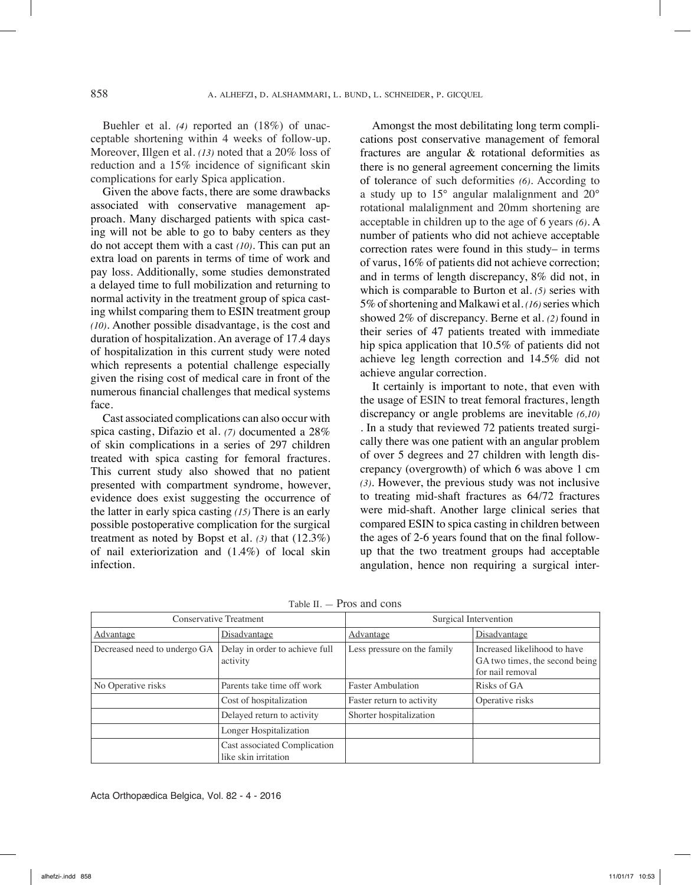Buehler et al. (4) reported an (18%) of unacceptable shortening within 4 weeks of follow-up. Moreover, Illgen et al. (13) noted that a 20% loss of reduction and a 15% incidence of significant skin complications for early Spica application.

Given the above facts, there are some drawbacks associated with conservative management approach. Many discharged patients with spica casting will not be able to go to baby centers as they do not accept them with a cast (10). This can put an extra load on parents in terms of time of work and pay loss. Additionally, some studies demonstrated a delayed time to full mobilization and returning to normal activity in the treatment group of spica casting whilst comparing them to ESIN treatment group (10). Another possible disadvantage, is the cost and duration of hospitalization. An average of 17.4 days of hospitalization in this current study were noted which represents a potential challenge especially given the rising cost of medical care in front of the numerous financial challenges that medical systems face.

Cast associated complications can also occur with spica casting, Difazio et al. (7) documented a 28% of skin complications in a series of 297 children treated with spica casting for femoral fractures. This current study also showed that no patient presented with compartment syndrome, however, evidence does exist suggesting the occurrence of the latter in early spica casting (15) There is an early possible postoperative complication for the surgical treatment as noted by Bopst et al. (3) that (12.3%) of nail exteriorization and (1.4%) of local skin infection.

Amongst the most debilitating long term complications post conservative management of femoral fractures are angular & rotational deformities as there is no general agreement concerning the limits of tolerance of such deformities (6). According to a study up to 15° angular malalignment and 20° rotational malalignment and 20mm shortening are acceptable in children up to the age of 6 years (6). A number of patients who did not achieve acceptable correction rates were found in this study– in terms of varus, 16% of patients did not achieve correction; and in terms of length discrepancy, 8% did not, in which is comparable to Burton et al. (5) series with 5% of shortening and Malkawi et al. (16) series which showed 2% of discrepancy. Berne et al. (2) found in their series of 47 patients treated with immediate hip spica application that 10.5% of patients did not achieve leg length correction and 14.5% did not achieve angular correction.

It certainly is important to note, that even with the usage of ESIN to treat femoral fractures, length discrepancy or angle problems are inevitable (6,10). In a study that reviewed 72 patients treated surgically there was one patient with an angular problem of over 5 degrees and 27 children with length discrepancy (overgrowth) of which 6 was above 1 cm (3). However, the previous study was not inclusive to treating mid-shaft fractures as 64/72 fractures were mid-shaft. Another large clinical series that compared ESIN to spica casting in children between the ages of 2-6 years found that on the final follow-up that the two treatment groups had acceptable angulation, hence non requiring a surgical inter-

Table II. — Pros and cons

| Conservative Treatment | | Surgical Intervention | |
|---|---|---|---|
| Advantage | Disadvantage | Advantage | Disadvantage |
| Decreased need to undergo GA | Delay in order to achieve full activity | Less pressure on the family | Increased likelihood to have GA two times, the second being for nail removal |
| No Operative risks | Parents take time off work | Faster Ambulation | Risks of GA |
| | Cost of hospitalization | Faster return to activity | Operative risks |
| | Delayed return to activity | Shorter hospitalization | |
| | Longer Hospitalization | | |
| | Cast associated Complication like skin irritation | | |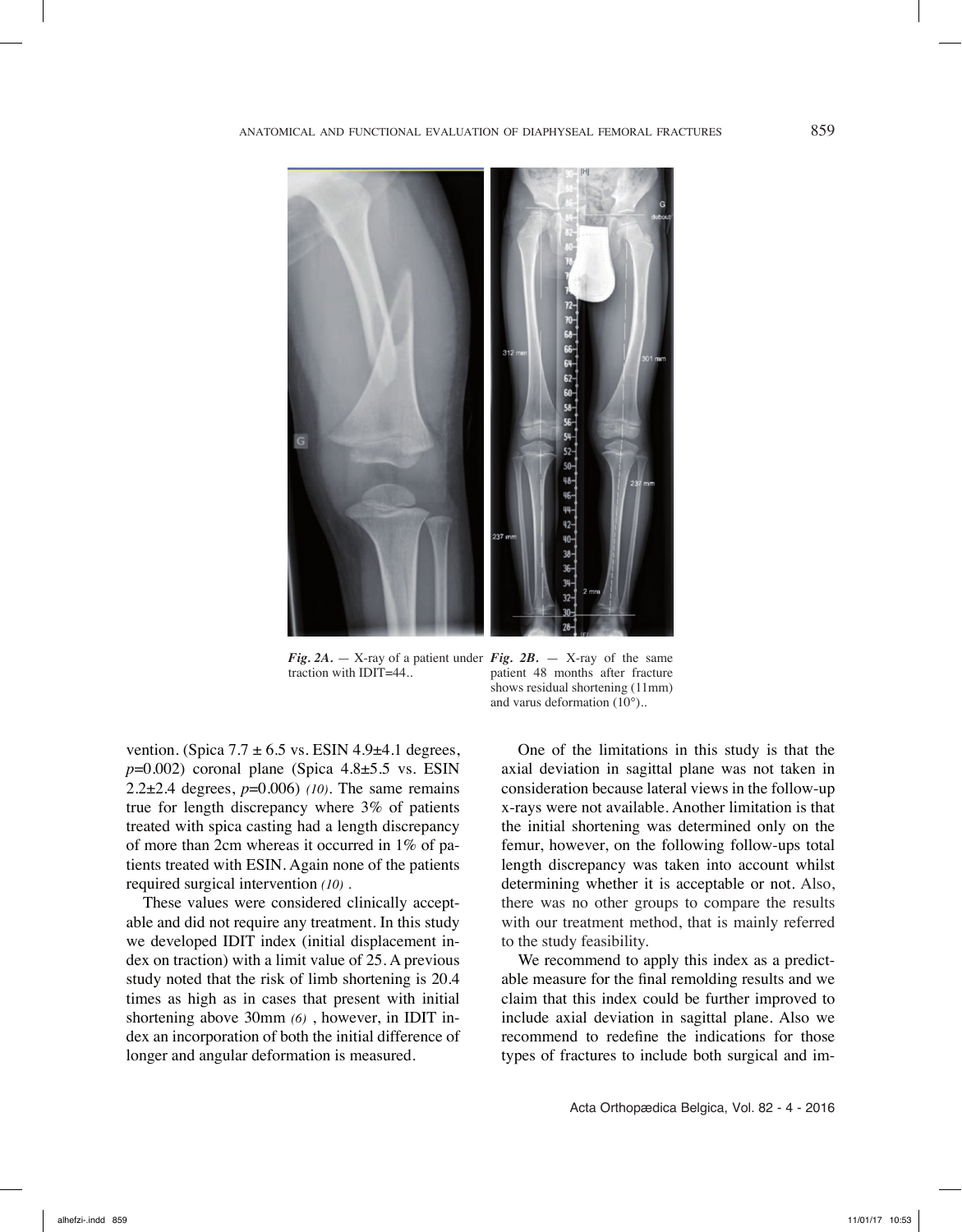*Fig. 2A.* — X-ray of a patient under traction with IDIT=44..

*Fig. 2B.* — X-ray of the same patient 48 months after fracture shows residual shortening (11mm) and varus deformation (10°)..

vention. (Spica 7.7 ± 6.5 vs. ESIN 4.9±4.1 degrees, $p$=0.002) coronal plane (Spica 4.8±5.5 vs. ESIN 2.2±2.4 degrees, $p$=0.006) *(10)*. The same remains true for length discrepancy where 3% of patients treated with spica casting had a length discrepancy of more than 2cm whereas it occurred in 1% of patients treated with ESIN. Again none of the patients required surgical intervention *(10)* .

These values were considered clinically acceptable and did not require any treatment. In this study we developed IDIT index (initial displacement index on traction) with a limit value of 25. A previous study noted that the risk of limb shortening is 20.4 times as high as in cases that present with initial shortening above 30mm *(6)* , however, in IDIT index an incorporation of both the initial difference of longer and angular deformation is measured.

One of the limitations in this study is that the axial deviation in sagittal plane was not taken in consideration because lateral views in the follow-up x-rays were not available. Another limitation is that the initial shortening was determined only on the femur, however, on the following follow-ups total length discrepancy was taken into account whilst determining whether it is acceptable or not. Also, there was no other groups to compare the results with our treatment method, that is mainly referred to the study feasibility.

We recommend to apply this index as a predictable measure for the final remolding results and we claim that this index could be further improved to include axial deviation in sagittal plane. Also we recommend to redefine the indications for those types of fractures to include both surgical and im-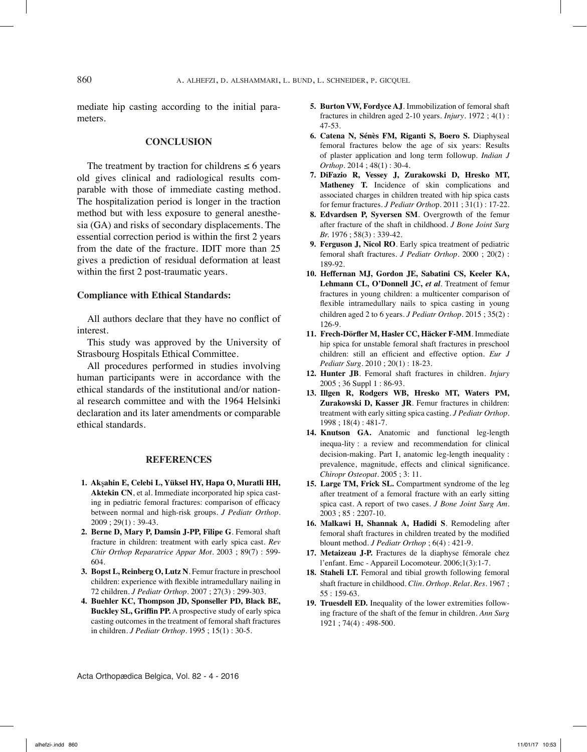mediate hip casting according to the initial parameters.

## CONCLUSION

The treatment by traction for childrens ≤ 6 years old gives clinical and radiological results comparable with those of immediate casting method. The hospitalization period is longer in the traction method but with less exposure to general anesthesia (GA) and risks of secondary displacements. The essential correction period is within the first 2 years from the date of the fracture. IDIT more than 25 gives a prediction of residual deformation at least within the first 2 post-traumatic years.

### Compliance with Ethical Standards:

All authors declare that they have no conflict of interest.

This study was approved by the University of Strasbourg Hospitals Ethical Committee.

All procedures performed in studies involving human participants were in accordance with the ethical standards of the institutional and/or national research committee and with the 1964 Helsinki declaration and its later amendments or comparable ethical standards.

## REFERENCES

1. **Akşahin E, Celebi L, Yüksel HY, Hapa O, Muratli HH, Aktekin CN**, et al. Immediate incorporated hip spica casting in pediatric femoral fractures: comparison of efficacy between normal and high-risk groups. *J Pediatr Orthop*. 2009 ; 29(1) : 39-43.
2. **Berne D, Mary P, Damsin J-PP, Filipe G**. Femoral shaft fracture in children: treatment with early spica cast. *Rev Chir Orthop Reparatrice Appar Mot*. 2003 ; 89(7) : 599-604.
3. **Bopst L, Reinberg O, Lutz N**. Femur fracture in preschool children: experience with flexible intramedullary nailing in 72 children. *J Pediatr Orthop*. 2007 ; 27(3) : 299-303.
4. **Buehler KC, Thompson JD, Sponseller PD, Black BE, Buckley SL, Griffin PP.** A prospective study of early spica casting outcomes in the treatment of femoral shaft fractures in children. *J Pediatr Orthop*. 1995 ; 15(1) : 30-5.
5. **Burton VW, Fordyce AJ**. Immobilization of femoral shaft fractures in children aged 2-10 years. *Injury*. 1972 ; 4(1) : 47-53.
6. **Catena N, Sénès FM, Riganti S, Boero S.** Diaphyseal femoral fractures below the age of six years: Results of plaster application and long term followup. *Indian J Orthop*. 2014 ; 48(1) : 30-4.
7. **DiFazio R, Vessey J, Zurakowski D, Hresko MT, Matheney T.** Incidence of skin complications and associated charges in children treated with hip spica casts for femur fractures. *J Pediatr Orthop*. 2011 ; 31(1) : 17-22.
8. **Edvardsen P, Syversen SM**. Overgrowth of the femur after fracture of the shaft in childhood. *J Bone Joint Surg Br*. 1976 ; 58(3) : 339-42.
9. **Ferguson J, Nicol RO**. Early spica treatment of pediatric femoral shaft fractures. *J Pediatr Orthop*. 2000 ; 20(2) : 189-92.
10. **Heffernan MJ, Gordon JE, Sabatini CS, Keeler KA, Lehmann CL, O'Donnell JC, *et al*.** Treatment of femur fractures in young children: a multicenter comparison of flexible intramedullary nails to spica casting in young children aged 2 to 6 years. *J Pediatr Orthop*. 2015 ; 35(2) : 126-9.
11. **Frech-Dörfler M, Hasler CC, Häcker F-MM**. Immediate hip spica for unstable femoral shaft fractures in preschool children: still an efficient and effective option. *Eur J Pediatr Surg*. 2010 ; 20(1) : 18-23.
12. **Hunter JB**. Femoral shaft fractures in children. *Injury* 2005 ; 36 Suppl 1 : 86-93.
13. **Illgen R, Rodgers WB, Hresko MT, Waters PM, Zurakowski D, Kasser JR**. Femur fractures in children: treatment with early sitting spica casting. *J Pediatr Orthop*. 1998 ; 18(4) : 481-7.
14. **Knutson GA.** Anatomic and functional leg-length inequa-lity : a review and recommendation for clinical decision-making. Part I, anatomic leg-length inequality : prevalence, magnitude, effects and clinical significance. *Chiropr Osteopat*. 2005 ; 3: 11.
15. **Large TM, Frick SL.** Compartment syndrome of the leg after treatment of a femoral fracture with an early sitting spica cast. A report of two cases. *J Bone Joint Surg Am*. 2003 ; 85 : 2207-10.
16. **Malkawi H, Shannak A, Hadidi S**. Remodeling after femoral shaft fractures in children treated by the modified blount method. *J Pediatr Orthop* ; 6(4) : 421-9.
17. **Metaizeau J-P.** Fractures de la diaphyse fémorale chez l'enfant. Emc - Appareil Locomoteur. 2006;1(3):1-7.
18. **Staheli LT.** Femoral and tibial growth following femoral shaft fracture in childhood. *Clin. Orthop. Relat. Res*. 1967 ; 55 : 159-63.
19. **Truesdell ED.** Inequality of the lower extremities following fracture of the shaft of the femur in children. *Ann Surg* 1921 ; 74(4) : 498-500.